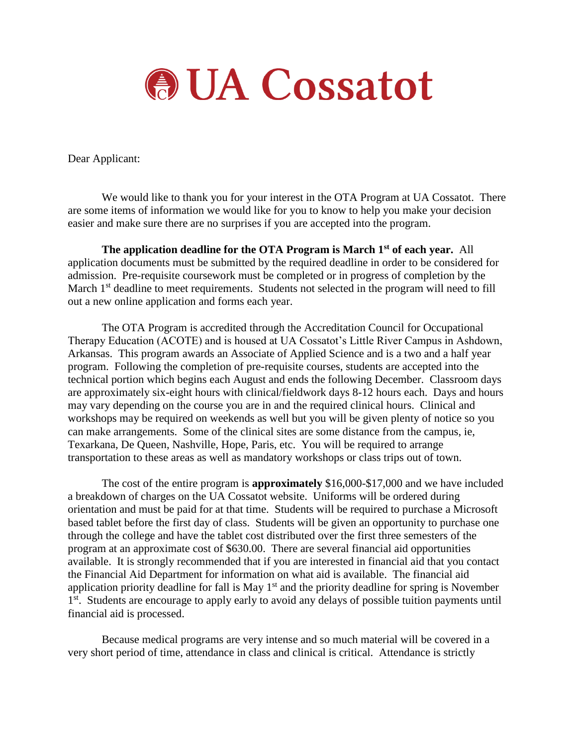# UA Cossatot

Dear Applicant:

We would like to thank you for your interest in the OTA Program at UA Cossatot. There are some items of information we would like for you to know to help you make your decision easier and make sure there are no surprises if you are accepted into the program.

**The application deadline for the OTA Program is March 1st of each year.** All application documents must be submitted by the required deadline in order to be considered for admission. Pre-requisite coursework must be completed or in progress of completion by the March 1st deadline to meet requirements. Students not selected in the program will need to fill out a new online application and forms each year.

The OTA Program is accredited through the Accreditation Council for Occupational Therapy Education (ACOTE) and is housed at UA Cossatot's Little River Campus in Ashdown, Arkansas. This program awards an Associate of Applied Science and is a two and a half year program. Following the completion of pre-requisite courses, students are accepted into the technical portion which begins each August and ends the following December. Classroom days are approximately six-eight hours with clinical/fieldwork days 8-12 hours each. Days and hours may vary depending on the course you are in and the required clinical hours. Clinical and workshops may be required on weekends as well but you will be given plenty of notice so you can make arrangements. Some of the clinical sites are some distance from the campus, ie, Texarkana, De Queen, Nashville, Hope, Paris, etc. You will be required to arrange transportation to these areas as well as mandatory workshops or class trips out of town.

The cost of the entire program is **approximately** $16,000-$17,000 and we have included a breakdown of charges on the UA Cossatot website. Uniforms will be ordered during orientation and must be paid for at that time. Students will be required to purchase a Microsoft based tablet before the first day of class. Students will be given an opportunity to purchase one through the college and have the tablet cost distributed over the first three semesters of the program at an approximate cost of $630.00. There are several financial aid opportunities available. It is strongly recommended that if you are interested in financial aid that you contact the Financial Aid Department for information on what aid is available. The financial aid application priority deadline for fall is May 1st and the priority deadline for spring is November 1st. Students are encourage to apply early to avoid any delays of possible tuition payments until financial aid is processed.

Because medical programs are very intense and so much material will be covered in a very short period of time, attendance in class and clinical is critical. Attendance is strictly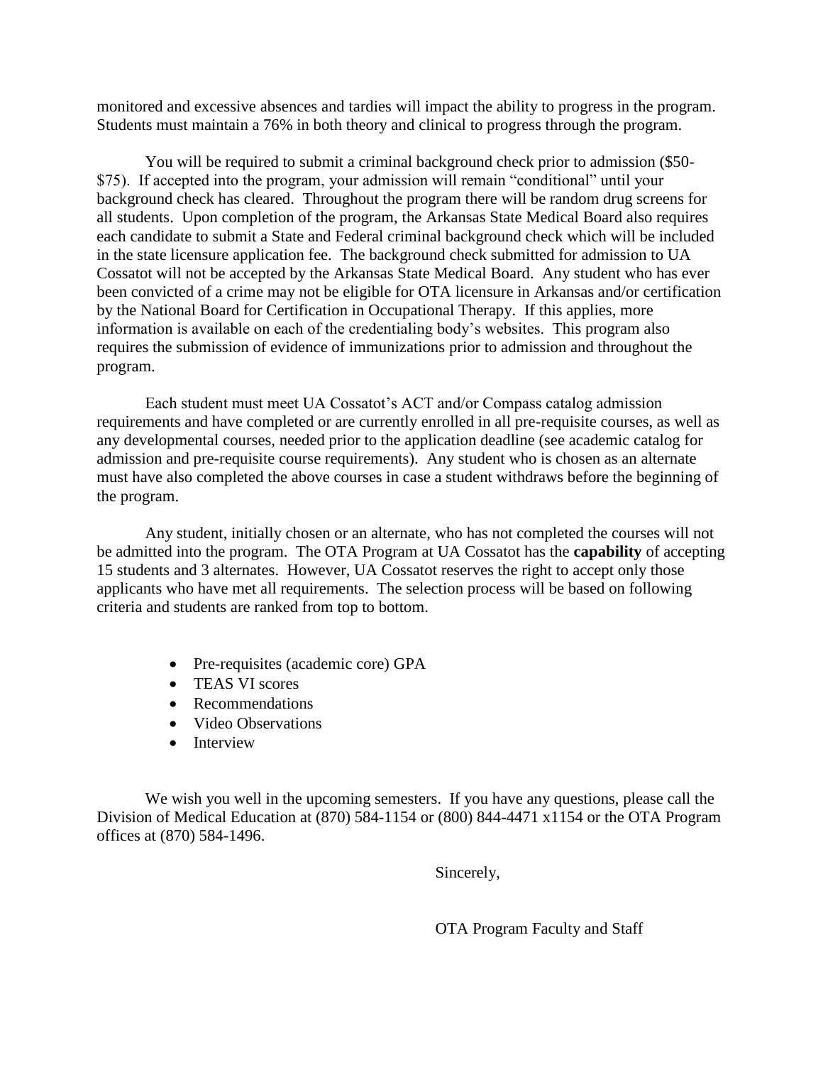monitored and excessive absences and tardies will impact the ability to progress in the program. Students must maintain a 76% in both theory and clinical to progress through the program.

You will be required to submit a criminal background check prior to admission ($50-$75). If accepted into the program, your admission will remain "conditional" until your background check has cleared. Throughout the program there will be random drug screens for all students. Upon completion of the program, the Arkansas State Medical Board also requires each candidate to submit a State and Federal criminal background check which will be included in the state licensure application fee. The background check submitted for admission to UA Cossatot will not be accepted by the Arkansas State Medical Board. Any student who has ever been convicted of a crime may not be eligible for OTA licensure in Arkansas and/or certification by the National Board for Certification in Occupational Therapy. If this applies, more information is available on each of the credentialing body's websites. This program also requires the submission of evidence of immunizations prior to admission and throughout the program.

Each student must meet UA Cossatot's ACT and/or Compass catalog admission requirements and have completed or are currently enrolled in all pre-requisite courses, as well as any developmental courses, needed prior to the application deadline (see academic catalog for admission and pre-requisite course requirements). Any student who is chosen as an alternate must have also completed the above courses in case a student withdraws before the beginning of the program.

Any student, initially chosen or an alternate, who has not completed the courses will not be admitted into the program. The OTA Program at UA Cossatot has the **capability** of accepting 15 students and 3 alternates. However, UA Cossatot reserves the right to accept only those applicants who have met all requirements. The selection process will be based on following criteria and students are ranked from top to bottom.

- Pre-requisites (academic core) GPA
- TEAS VI scores
- Recommendations
- Video Observations
- Interview

We wish you well in the upcoming semesters. If you have any questions, please call the Division of Medical Education at (870) 584-1154 or (800) 844-4471 x1154 or the OTA Program offices at (870) 584-1496.

Sincerely,

OTA Program Faculty and Staff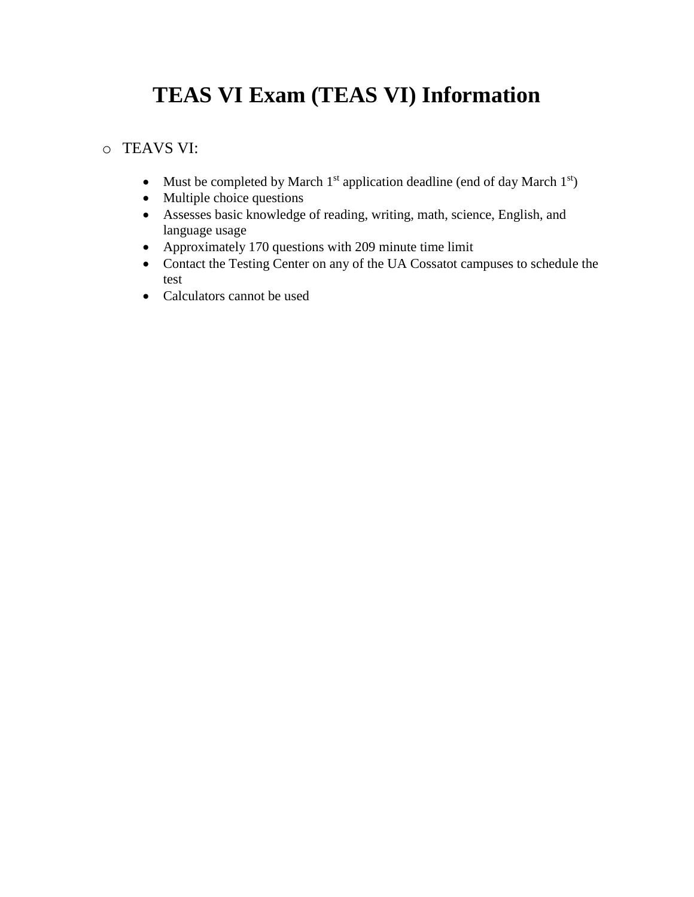# TEAS VI Exam (TEAS VI) Information

- TEAVS VI:
  - Must be completed by March 1st application deadline (end of day March 1st)
  - Multiple choice questions
  - Assesses basic knowledge of reading, writing, math, science, English, and language usage
  - Approximately 170 questions with 209 minute time limit
  - Contact the Testing Center on any of the UA Cossatot campuses to schedule the test
  - Calculators cannot be used